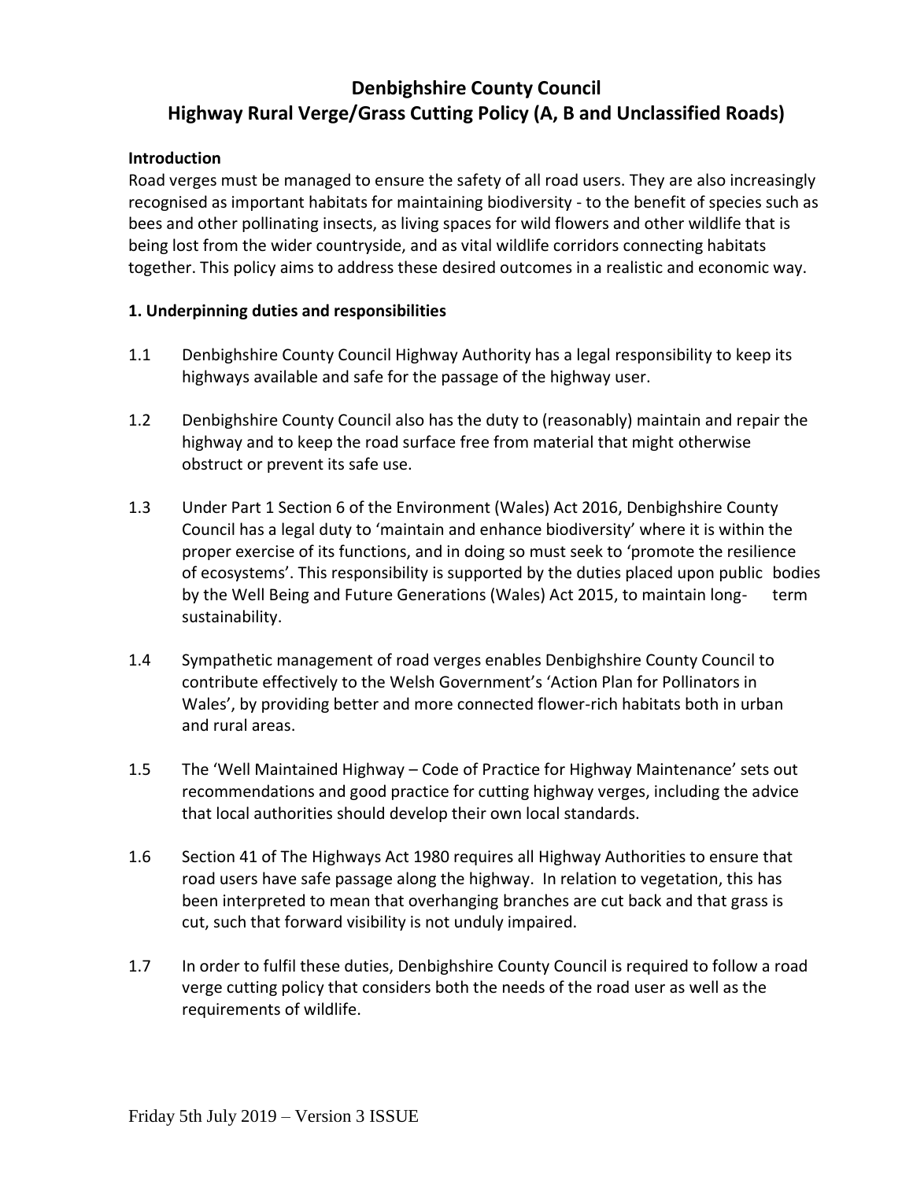# Denbighshire County Council
# Highway Rural Verge/Grass Cutting Policy (A, B and Unclassified Roads)

**Introduction**

Road verges must be managed to ensure the safety of all road users. They are also increasingly recognised as important habitats for maintaining biodiversity - to the benefit of species such as bees and other pollinating insects, as living spaces for wild flowers and other wildlife that is being lost from the wider countryside, and as vital wildlife corridors connecting habitats together. This policy aims to address these desired outcomes in a realistic and economic way.

**1. Underpinning duties and responsibilities**

1.1 Denbighshire County Council Highway Authority has a legal responsibility to keep its highways available and safe for the passage of the highway user.

1.2 Denbighshire County Council also has the duty to (reasonably) maintain and repair the highway and to keep the road surface free from material that might otherwise obstruct or prevent its safe use.

1.3 Under Part 1 Section 6 of the Environment (Wales) Act 2016, Denbighshire County Council has a legal duty to 'maintain and enhance biodiversity' where it is within the proper exercise of its functions, and in doing so must seek to 'promote the resilience of ecosystems'. This responsibility is supported by the duties placed upon public bodies by the Well Being and Future Generations (Wales) Act 2015, to maintain long-term sustainability.

1.4 Sympathetic management of road verges enables Denbighshire County Council to contribute effectively to the Welsh Government's 'Action Plan for Pollinators in Wales', by providing better and more connected flower-rich habitats both in urban and rural areas.

1.5 The 'Well Maintained Highway – Code of Practice for Highway Maintenance' sets out recommendations and good practice for cutting highway verges, including the advice that local authorities should develop their own local standards.

1.6 Section 41 of The Highways Act 1980 requires all Highway Authorities to ensure that road users have safe passage along the highway. In relation to vegetation, this has been interpreted to mean that overhanging branches are cut back and that grass is cut, such that forward visibility is not unduly impaired.

1.7 In order to fulfil these duties, Denbighshire County Council is required to follow a road verge cutting policy that considers both the needs of the road user as well as the requirements of wildlife.

Friday 5th July 2019 – Version 3 ISSUE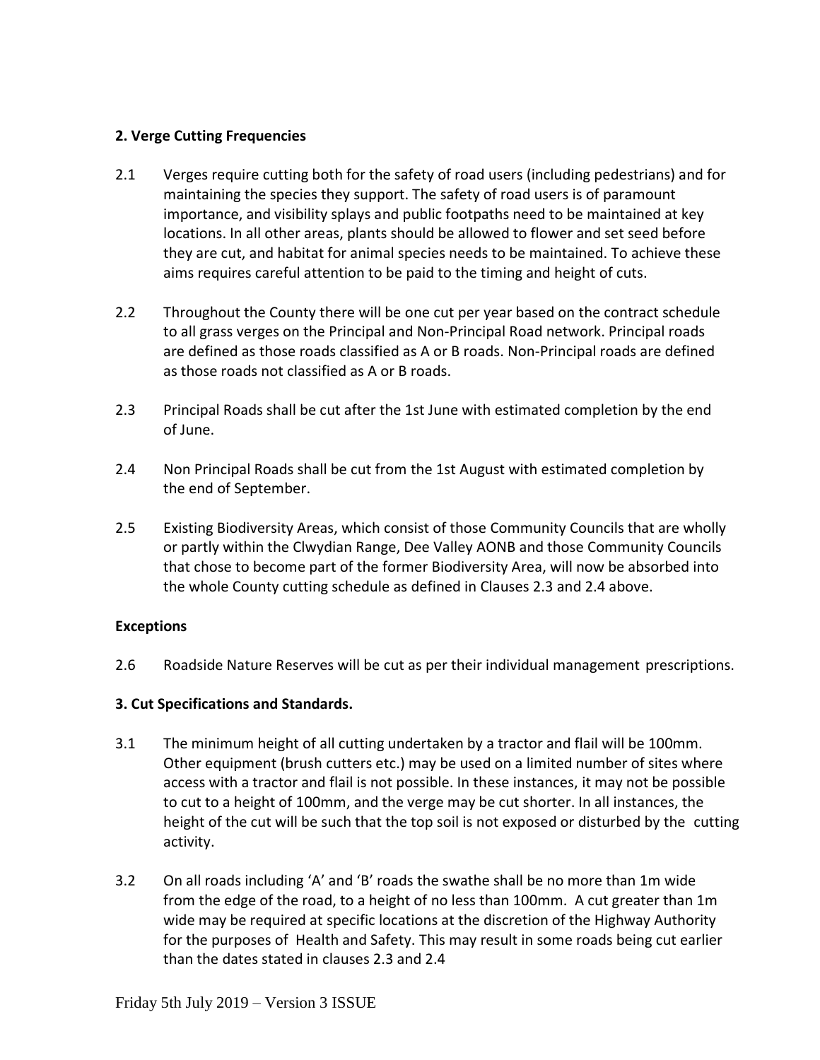## 2. Verge Cutting Frequencies

2.1 Verges require cutting both for the safety of road users (including pedestrians) and for maintaining the species they support. The safety of road users is of paramount importance, and visibility splays and public footpaths need to be maintained at key locations. In all other areas, plants should be allowed to flower and set seed before they are cut, and habitat for animal species needs to be maintained. To achieve these aims requires careful attention to be paid to the timing and height of cuts.

2.2 Throughout the County there will be one cut per year based on the contract schedule to all grass verges on the Principal and Non-Principal Road network. Principal roads are defined as those roads classified as A or B roads. Non-Principal roads are defined as those roads not classified as A or B roads.

2.3 Principal Roads shall be cut after the 1st June with estimated completion by the end of June.

2.4 Non Principal Roads shall be cut from the 1st August with estimated completion by the end of September.

2.5 Existing Biodiversity Areas, which consist of those Community Councils that are wholly or partly within the Clwydian Range, Dee Valley AONB and those Community Councils that chose to become part of the former Biodiversity Area, will now be absorbed into the whole County cutting schedule as defined in Clauses 2.3 and 2.4 above.

**Exceptions**

2.6 Roadside Nature Reserves will be cut as per their individual management prescriptions.

## 3. Cut Specifications and Standards.

3.1 The minimum height of all cutting undertaken by a tractor and flail will be 100mm. Other equipment (brush cutters etc.) may be used on a limited number of sites where access with a tractor and flail is not possible. In these instances, it may not be possible to cut to a height of 100mm, and the verge may be cut shorter. In all instances, the height of the cut will be such that the top soil is not exposed or disturbed by the cutting activity.

3.2 On all roads including 'A' and 'B' roads the swathe shall be no more than 1m wide from the edge of the road, to a height of no less than 100mm. A cut greater than 1m wide may be required at specific locations at the discretion of the Highway Authority for the purposes of Health and Safety. This may result in some roads being cut earlier than the dates stated in clauses 2.3 and 2.4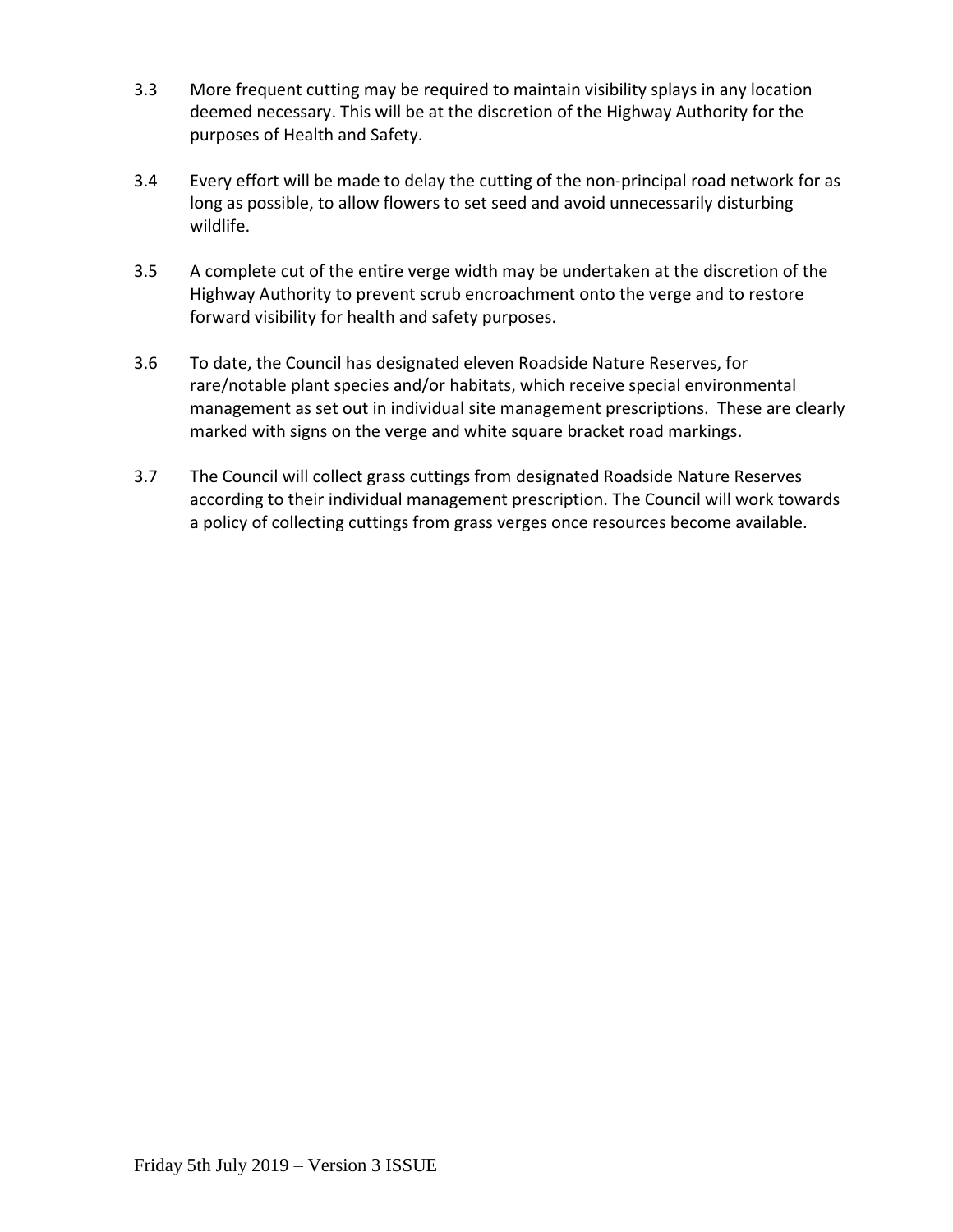3.3 More frequent cutting may be required to maintain visibility splays in any location deemed necessary. This will be at the discretion of the Highway Authority for the purposes of Health and Safety.

3.4 Every effort will be made to delay the cutting of the non-principal road network for as long as possible, to allow flowers to set seed and avoid unnecessarily disturbing wildlife.

3.5 A complete cut of the entire verge width may be undertaken at the discretion of the Highway Authority to prevent scrub encroachment onto the verge and to restore forward visibility for health and safety purposes.

3.6 To date, the Council has designated eleven Roadside Nature Reserves, for rare/notable plant species and/or habitats, which receive special environmental management as set out in individual site management prescriptions. These are clearly marked with signs on the verge and white square bracket road markings.

3.7 The Council will collect grass cuttings from designated Roadside Nature Reserves according to their individual management prescription. The Council will work towards a policy of collecting cuttings from grass verges once resources become available.